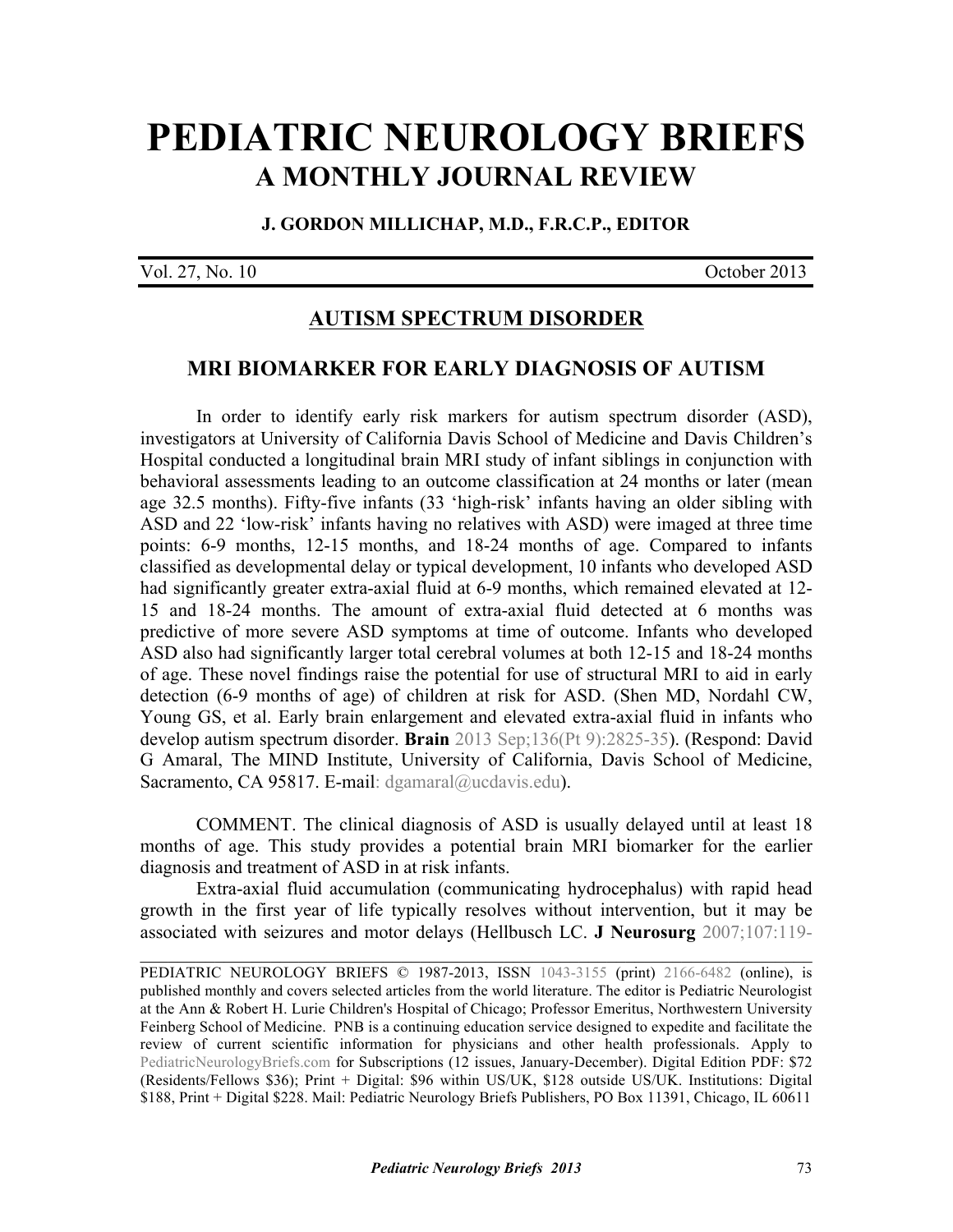# PEDIATRIC NEUROLOGY BRIEFS
## A MONTHLY JOURNAL REVIEW

**J. GORDON MILLICHAP, M.D., F.R.C.P., EDITOR**

Vol. 27, No. 10 October 2013

## AUTISM SPECTRUM DISORDER

### MRI BIOMARKER FOR EARLY DIAGNOSIS OF AUTISM

In order to identify early risk markers for autism spectrum disorder (ASD), investigators at University of California Davis School of Medicine and Davis Children's Hospital conducted a longitudinal brain MRI study of infant siblings in conjunction with behavioral assessments leading to an outcome classification at 24 months or later (mean age 32.5 months). Fifty-five infants (33 'high-risk' infants having an older sibling with ASD and 22 'low-risk' infants having no relatives with ASD) were imaged at three time points: 6-9 months, 12-15 months, and 18-24 months of age. Compared to infants classified as developmental delay or typical development, 10 infants who developed ASD had significantly greater extra-axial fluid at 6-9 months, which remained elevated at 12-15 and 18-24 months. The amount of extra-axial fluid detected at 6 months was predictive of more severe ASD symptoms at time of outcome. Infants who developed ASD also had significantly larger total cerebral volumes at both 12-15 and 18-24 months of age. These novel findings raise the potential for use of structural MRI to aid in early detection (6-9 months of age) of children at risk for ASD. (Shen MD, Nordahl CW, Young GS, et al. Early brain enlargement and elevated extra-axial fluid in infants who develop autism spectrum disorder. **Brain** 2013 Sep;136(Pt 9):2825-35). (Respond: David G Amaral, The MIND Institute, University of California, Davis School of Medicine, Sacramento, CA 95817. E-mail: dgamaral@ucdavis.edu).

COMMENT. The clinical diagnosis of ASD is usually delayed until at least 18 months of age. This study provides a potential brain MRI biomarker for the earlier diagnosis and treatment of ASD in at risk infants.

Extra-axial fluid accumulation (communicating hydrocephalus) with rapid head growth in the first year of life typically resolves without intervention, but it may be associated with seizures and motor delays (Hellbusch LC. **J Neurosurg** 2007;107:119-

---

PEDIATRIC NEUROLOGY BRIEFS © 1987-2013, ISSN 1043-3155 (print) 2166-6482 (online), is published monthly and covers selected articles from the world literature. The editor is Pediatric Neurologist at the Ann & Robert H. Lurie Children's Hospital of Chicago; Professor Emeritus, Northwestern University Feinberg School of Medicine. PNB is a continuing education service designed to expedite and facilitate the review of current scientific information for physicians and other health professionals. Apply to PediatricNeurologyBriefs.com for Subscriptions (12 issues, January-December). Digital Edition PDF: $72 (Residents/Fellows $36); Print + Digital: $96 within US/UK, $128 outside US/UK. Institutions: Digital $188, Print + Digital $228. Mail: Pediatric Neurology Briefs Publishers, PO Box 11391, Chicago, IL 60611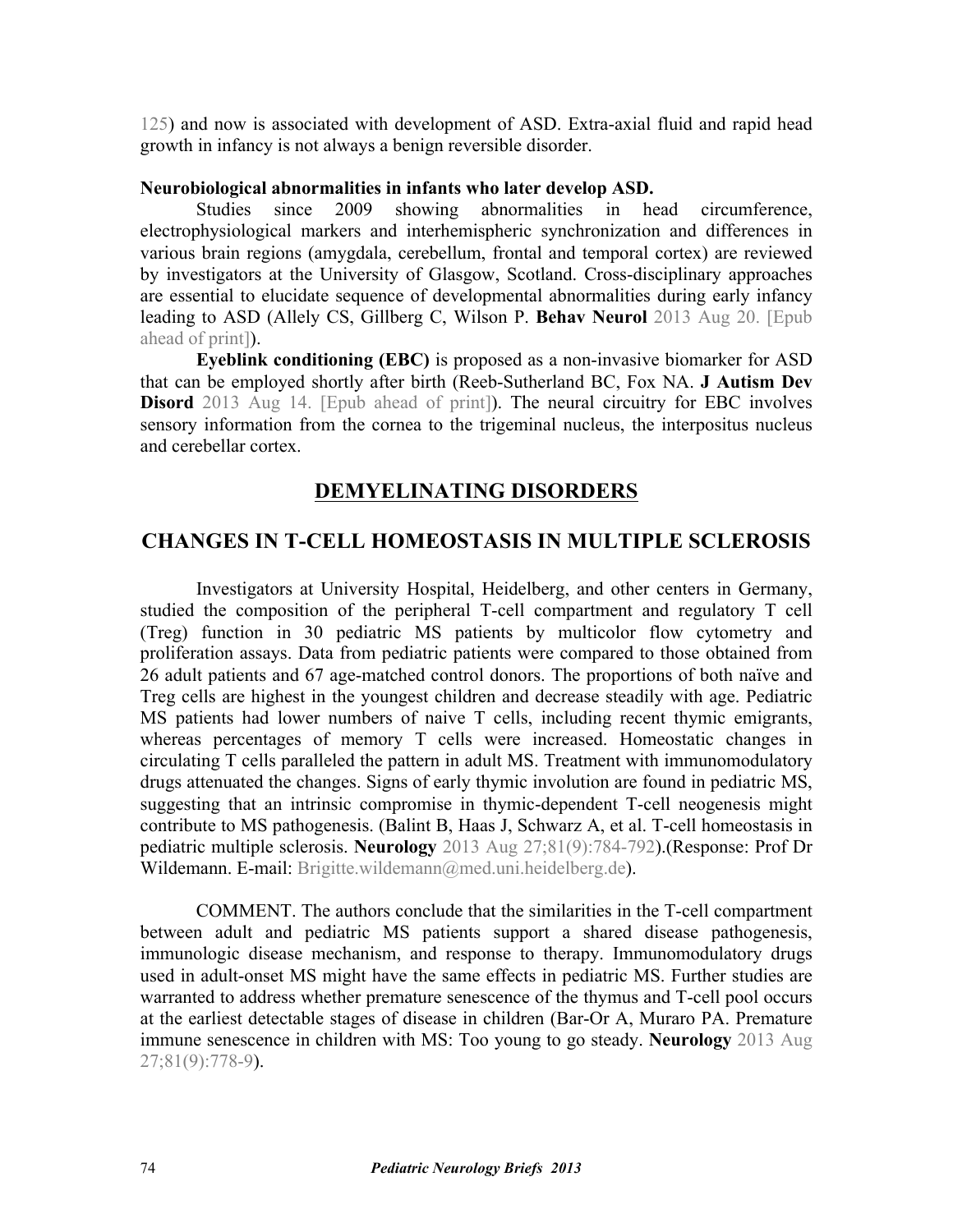125) and now is associated with development of ASD. Extra-axial fluid and rapid head growth in infancy is not always a benign reversible disorder.

**Neurobiological abnormalities in infants who later develop ASD.** Studies since 2009 showing abnormalities in head circumference, electrophysiological markers and interhemispheric synchronization and differences in various brain regions (amygdala, cerebellum, frontal and temporal cortex) are reviewed by investigators at the University of Glasgow, Scotland. Cross-disciplinary approaches are essential to elucidate sequence of developmental abnormalities during early infancy leading to ASD (Allely CS, Gillberg C, Wilson P. **Behav Neurol** 2013 Aug 20. [Epub ahead of print]).

**Eyeblink conditioning (EBC)** is proposed as a non-invasive biomarker for ASD that can be employed shortly after birth (Reeb-Sutherland BC, Fox NA. **J Autism Dev Disord** 2013 Aug 14. [Epub ahead of print]). The neural circuitry for EBC involves sensory information from the cornea to the trigeminal nucleus, the interpositus nucleus and cerebellar cortex.

## DEMYELINATING DISORDERS

## CHANGES IN T-CELL HOMEOSTASIS IN MULTIPLE SCLEROSIS

Investigators at University Hospital, Heidelberg, and other centers in Germany, studied the composition of the peripheral T-cell compartment and regulatory T cell (Treg) function in 30 pediatric MS patients by multicolor flow cytometry and proliferation assays. Data from pediatric patients were compared to those obtained from 26 adult patients and 67 age-matched control donors. The proportions of both naïve and Treg cells are highest in the youngest children and decrease steadily with age. Pediatric MS patients had lower numbers of naive T cells, including recent thymic emigrants, whereas percentages of memory T cells were increased. Homeostatic changes in circulating T cells paralleled the pattern in adult MS. Treatment with immunomodulatory drugs attenuated the changes. Signs of early thymic involution are found in pediatric MS, suggesting that an intrinsic compromise in thymic-dependent T-cell neogenesis might contribute to MS pathogenesis. (Balint B, Haas J, Schwarz A, et al. T-cell homeostasis in pediatric multiple sclerosis. **Neurology** 2013 Aug 27;81(9):784-792).(Response: Prof Dr Wildemann. E-mail: Brigitte.wildemann@med.uni.heidelberg.de).

COMMENT. The authors conclude that the similarities in the T-cell compartment between adult and pediatric MS patients support a shared disease pathogenesis, immunologic disease mechanism, and response to therapy. Immunomodulatory drugs used in adult-onset MS might have the same effects in pediatric MS. Further studies are warranted to address whether premature senescence of the thymus and T-cell pool occurs at the earliest detectable stages of disease in children (Bar-Or A, Muraro PA. Premature immune senescence in children with MS: Too young to go steady. **Neurology** 2013 Aug 27;81(9):778-9).